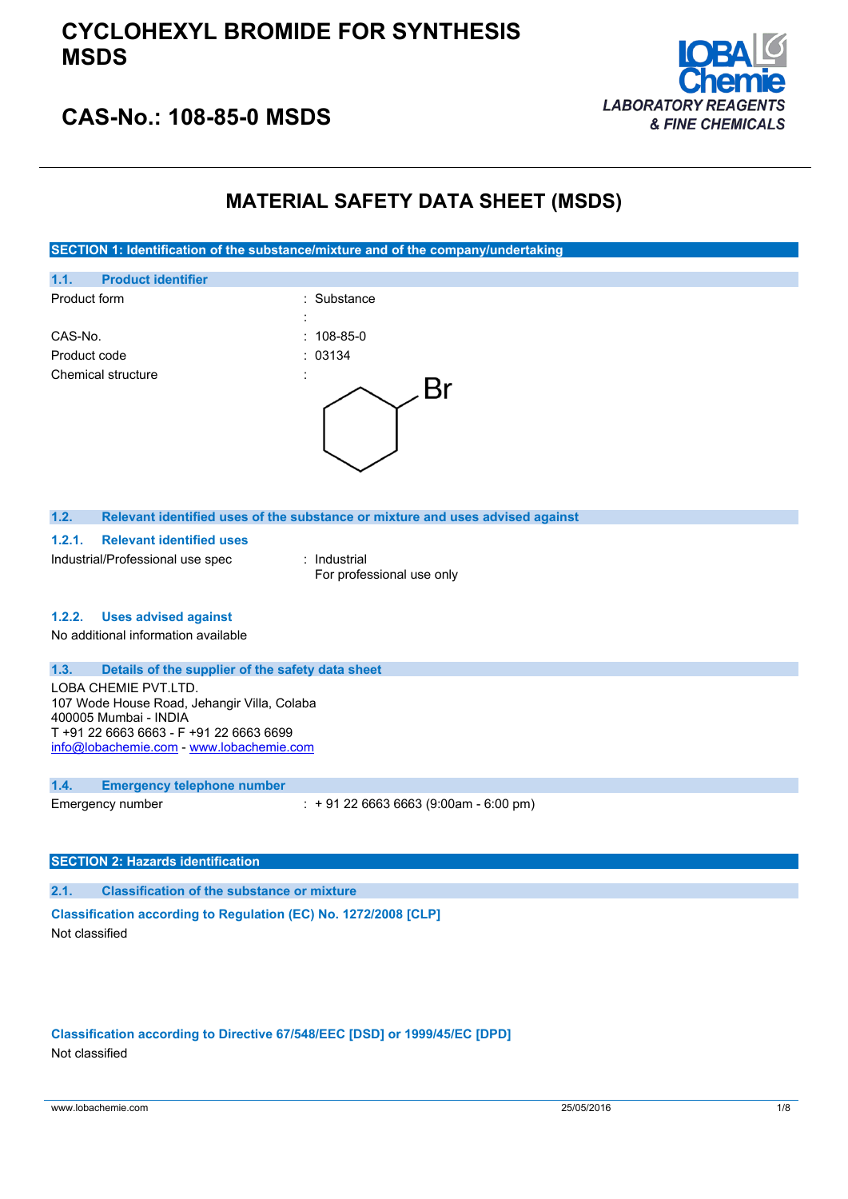# CYCLOHEXYL BROMIDE FOR SYNTHESIS MSDS

## CAS-No.: 108-85-0 MSDS

LABORATORY REAGENTS & FINE CHEMICALS

# MATERIAL SAFETY DATA SHEET (MSDS)

## SECTION 1: Identification of the substance/mixture and of the company/undertaking

### 1.1. Product identifier

| | |
|---|---|
| Product form | : Substance |
| | : |
| CAS-No. | : 108-85-0 |
| Product code | : 03134 |
| Chemical structure | : |

### 1.2. Relevant identified uses of the substance or mixture and uses advised against

#### 1.2.1. Relevant identified uses

Industrial/Professional use spec : Industrial
For professional use only

#### 1.2.2. Uses advised against

No additional information available

### 1.3. Details of the supplier of the safety data sheet

LOBA CHEMIE PVT.LTD.
107 Wode House Road, Jehangir Villa, Colaba
400005 Mumbai - INDIA
T +91 22 6663 6663 - F +91 22 6663 6699
info@lobachemie.com - www.lobachemie.com

### 1.4. Emergency telephone number

Emergency number : + 91 22 6663 6663 (9:00am - 6:00 pm)

## SECTION 2: Hazards identification

### 2.1. Classification of the substance or mixture

**Classification according to Regulation (EC) No. 1272/2008 [CLP]**

Not classified

**Classification according to Directive 67/548/EEC [DSD] or 1999/45/EC [DPD]**

Not classified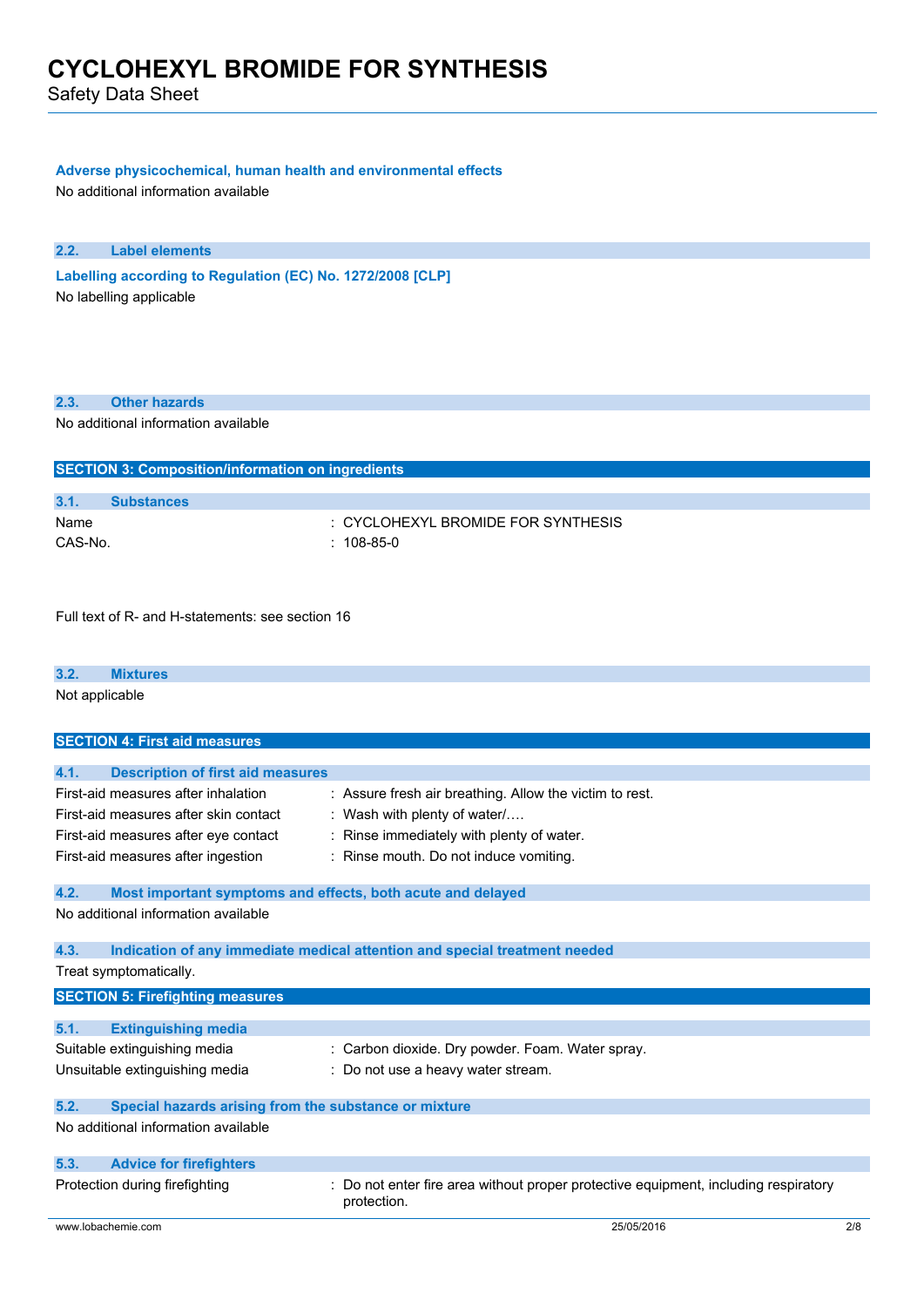#### Adverse physicochemical, human health and environmental effects

No additional information available

### 2.2. Label elements

#### Labelling according to Regulation (EC) No. 1272/2008 [CLP]

No labelling applicable

### 2.3. Other hazards

No additional information available

## SECTION 3: Composition/information on ingredients

### 3.1. Substances

| | |
|---|---|
| Name | : CYCLOHEXYL BROMIDE FOR SYNTHESIS |
| CAS-No. | : 108-85-0 |

Full text of R- and H-statements: see section 16

### 3.2. Mixtures

Not applicable

## SECTION 4: First aid measures

### 4.1. Description of first aid measures

| | |
|---|---|
| First-aid measures after inhalation | : Assure fresh air breathing. Allow the victim to rest. |
| First-aid measures after skin contact | : Wash with plenty of water/…. |
| First-aid measures after eye contact | : Rinse immediately with plenty of water. |
| First-aid measures after ingestion | : Rinse mouth. Do not induce vomiting. |

### 4.2. Most important symptoms and effects, both acute and delayed

No additional information available

### 4.3. Indication of any immediate medical attention and special treatment needed

Treat symptomatically.

## SECTION 5: Firefighting measures

### 5.1. Extinguishing media

| | |
|---|---|
| Suitable extinguishing media | : Carbon dioxide. Dry powder. Foam. Water spray. |
| Unsuitable extinguishing media | : Do not use a heavy water stream. |

### 5.2. Special hazards arising from the substance or mixture

No additional information available

### 5.3. Advice for firefighters

| | |
|---|---|
| Protection during firefighting | : Do not enter fire area without proper protective equipment, including respiratory protection. |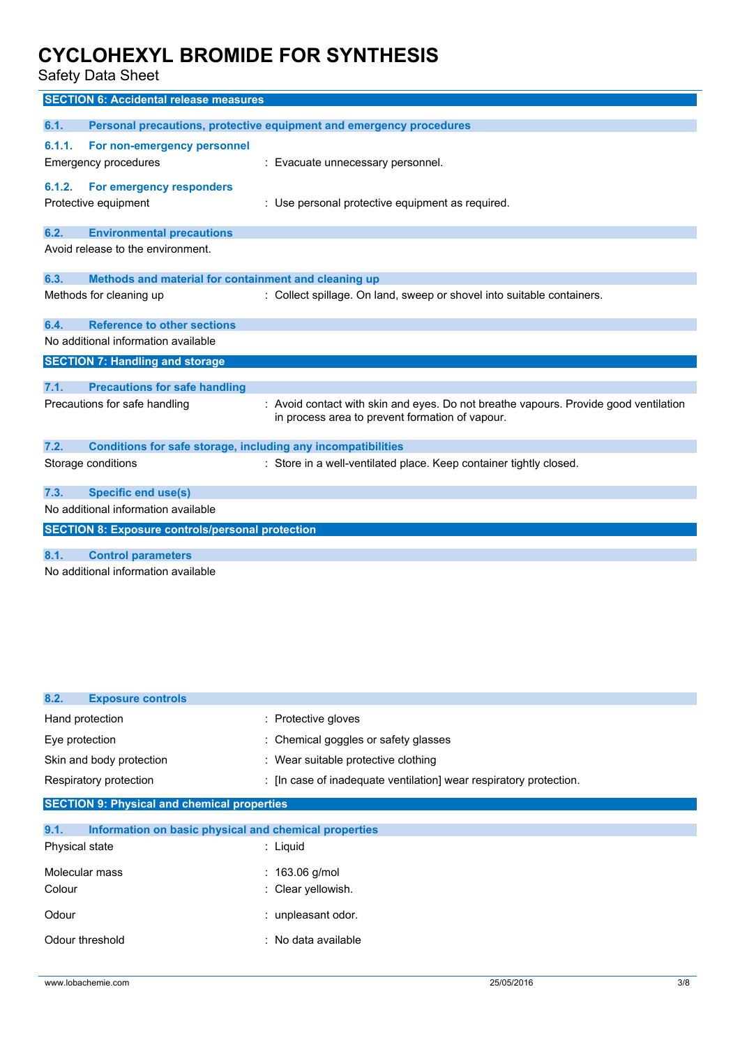## SECTION 6: Accidental release measures

### 6.1. Personal precautions, protective equipment and emergency procedures

#### 6.1.1. For non-emergency personnel

| | |
|---|---|
| Emergency procedures | : Evacuate unnecessary personnel. |

#### 6.1.2. For emergency responders

| | |
|---|---|
| Protective equipment | : Use personal protective equipment as required. |

### 6.2. Environmental precautions

Avoid release to the environment.

### 6.3. Methods and material for containment and cleaning up

| | |
|---|---|
| Methods for cleaning up | : Collect spillage. On land, sweep or shovel into suitable containers. |

### 6.4. Reference to other sections

No additional information available

## SECTION 7: Handling and storage

### 7.1. Precautions for safe handling

| | |
|---|---|
| Precautions for safe handling | : Avoid contact with skin and eyes. Do not breathe vapours. Provide good ventilation in process area to prevent formation of vapour. |

### 7.2. Conditions for safe storage, including any incompatibilities

| | |
|---|---|
| Storage conditions | : Store in a well-ventilated place. Keep container tightly closed. |

### 7.3. Specific end use(s)

No additional information available

## SECTION 8: Exposure controls/personal protection

### 8.1. Control parameters

No additional information available

### 8.2. Exposure controls

| | |
|---|---|
| Hand protection | : Protective gloves |
| Eye protection | : Chemical goggles or safety glasses |
| Skin and body protection | : Wear suitable protective clothing |
| Respiratory protection | : [In case of inadequate ventilation] wear respiratory protection. |

## SECTION 9: Physical and chemical properties

### 9.1. Information on basic physical and chemical properties

| | |
|---|---|
| Physical state | : Liquid |
| Molecular mass | : 163.06 g/mol |
| Colour | : Clear yellowish. |
| Odour | : unpleasant odor. |
| Odour threshold | : No data available |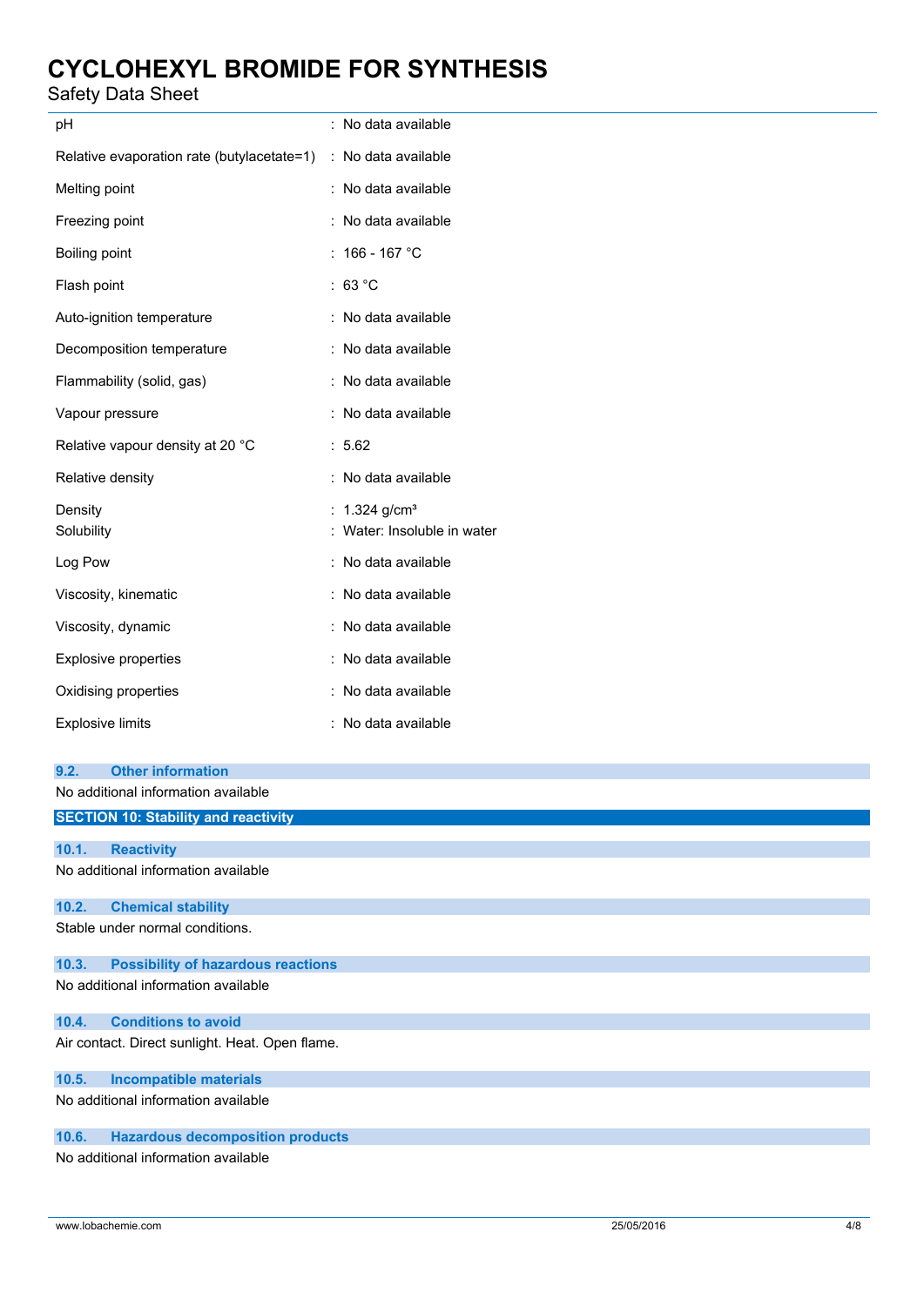| Property | Value |
|---|---|
| pH | : No data available |
| Relative evaporation rate (butylacetate=1) | : No data available |
| Melting point | : No data available |
| Freezing point | : No data available |
| Boiling point | : 166 - 167 °C |
| Flash point | : 63 °C |
| Auto-ignition temperature | : No data available |
| Decomposition temperature | : No data available |
| Flammability (solid, gas) | : No data available |
| Vapour pressure | : No data available |
| Relative vapour density at 20 °C | : 5.62 |
| Relative density | : No data available |
| Density | : 1.324 g/cm³ |
| Solubility | : Water: Insoluble in water |
| Log Pow | : No data available |
| Viscosity, kinematic | : No data available |
| Viscosity, dynamic | : No data available |
| Explosive properties | : No data available |
| Oxidising properties | : No data available |
| Explosive limits | : No data available |

### 9.2. Other information

No additional information available

## SECTION 10: Stability and reactivity

### 10.1. Reactivity

No additional information available

### 10.2. Chemical stability

Stable under normal conditions.

### 10.3. Possibility of hazardous reactions

No additional information available

### 10.4. Conditions to avoid

Air contact. Direct sunlight. Heat. Open flame.

### 10.5. Incompatible materials

No additional information available

### 10.6. Hazardous decomposition products

No additional information available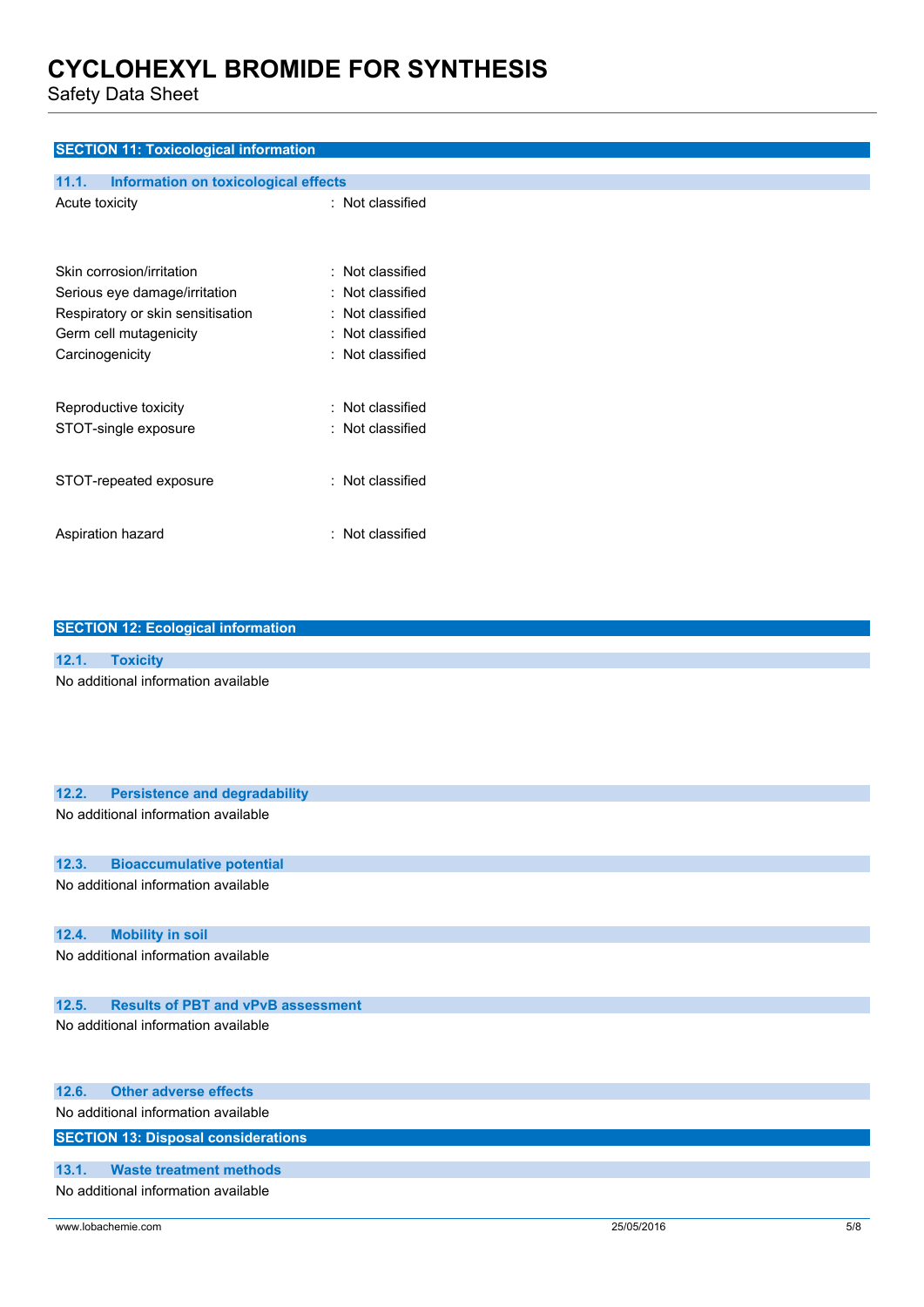## SECTION 11: Toxicological information

### 11.1. Information on toxicological effects

Acute toxicity : Not classified

Skin corrosion/irritation : Not classified

Serious eye damage/irritation : Not classified

Respiratory or skin sensitisation : Not classified

Germ cell mutagenicity : Not classified

Carcinogenicity : Not classified

Reproductive toxicity : Not classified

STOT-single exposure : Not classified

STOT-repeated exposure : Not classified

Aspiration hazard : Not classified

## SECTION 12: Ecological information

### 12.1. Toxicity

No additional information available

### 12.2. Persistence and degradability

No additional information available

### 12.3. Bioaccumulative potential

No additional information available

### 12.4. Mobility in soil

No additional information available

### 12.5. Results of PBT and vPvB assessment

No additional information available

### 12.6. Other adverse effects

No additional information available

## SECTION 13: Disposal considerations

### 13.1. Waste treatment methods

No additional information available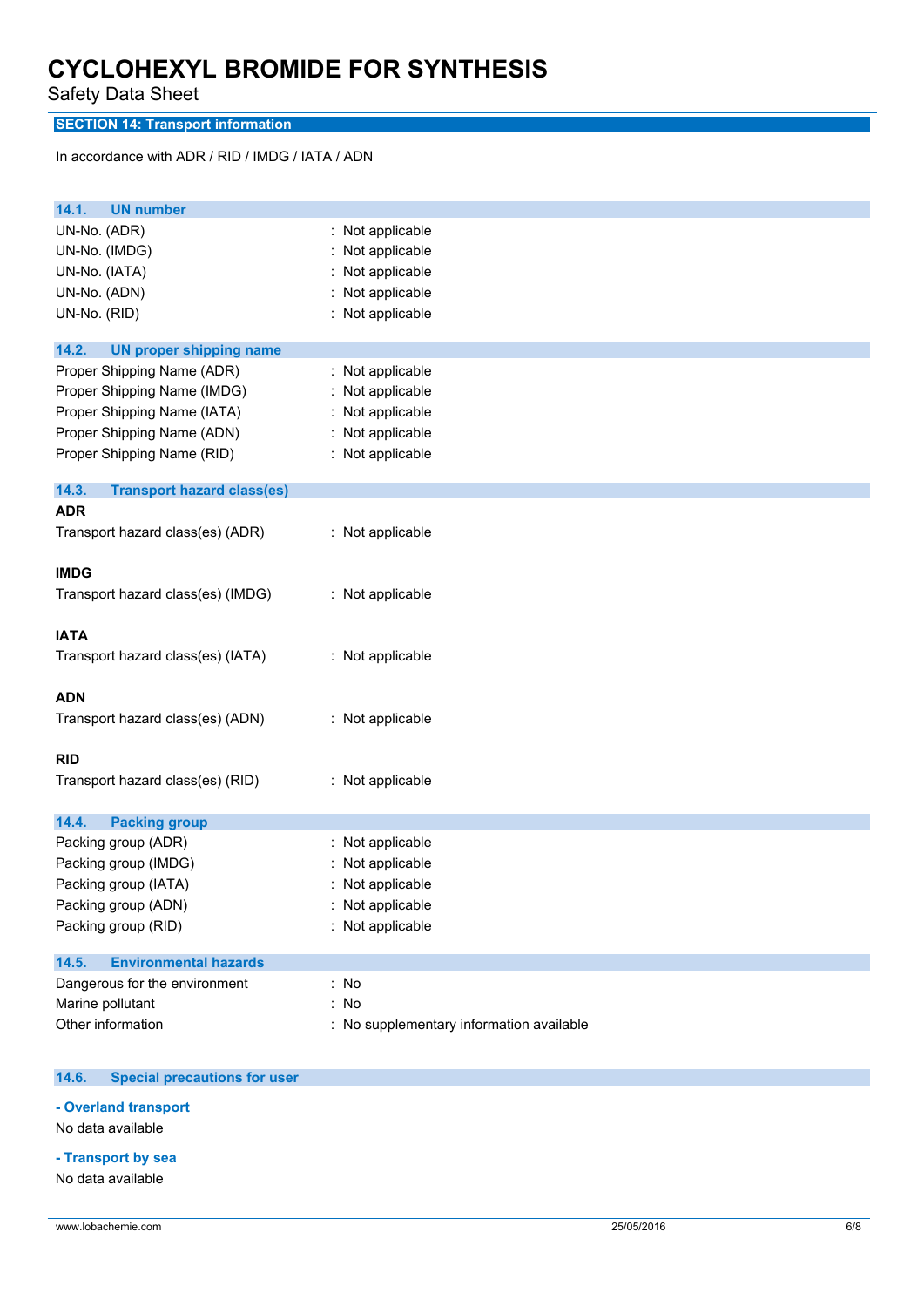# CYCLOHEXYL BROMIDE FOR SYNTHESIS

Safety Data Sheet

## SECTION 14: Transport information

In accordance with ADR / RID / IMDG / IATA / ADN

### 14.1. UN number

UN-No. (ADR) : Not applicable
UN-No. (IMDG) : Not applicable
UN-No. (IATA) : Not applicable
UN-No. (ADN) : Not applicable
UN-No. (RID) : Not applicable

### 14.2. UN proper shipping name

Proper Shipping Name (ADR) : Not applicable
Proper Shipping Name (IMDG) : Not applicable
Proper Shipping Name (IATA) : Not applicable
Proper Shipping Name (ADN) : Not applicable
Proper Shipping Name (RID) : Not applicable

### 14.3. Transport hazard class(es)

**ADR**

Transport hazard class(es) (ADR) : Not applicable

**IMDG**

Transport hazard class(es) (IMDG) : Not applicable

**IATA**

Transport hazard class(es) (IATA) : Not applicable

**ADN**

Transport hazard class(es) (ADN) : Not applicable

**RID**

Transport hazard class(es) (RID) : Not applicable

### 14.4. Packing group

Packing group (ADR) : Not applicable
Packing group (IMDG) : Not applicable
Packing group (IATA) : Not applicable
Packing group (ADN) : Not applicable
Packing group (RID) : Not applicable

### 14.5. Environmental hazards

Dangerous for the environment : No
Marine pollutant : No
Other information : No supplementary information available

### 14.6. Special precautions for user

**- Overland transport**

No data available

**- Transport by sea**

No data available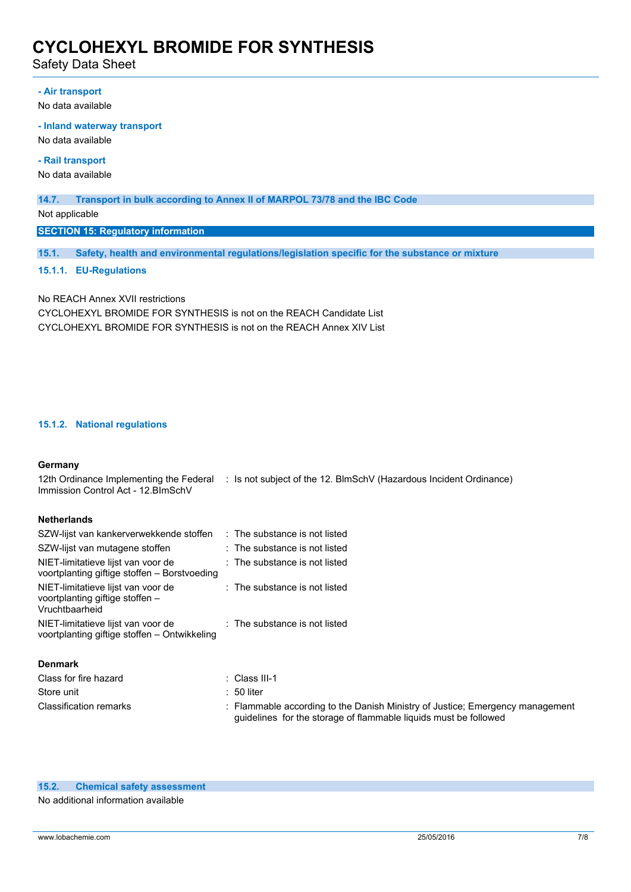**- Air transport**

No data available

**- Inland waterway transport**

No data available

**- Rail transport**

No data available

### 14.7. Transport in bulk according to Annex II of MARPOL 73/78 and the IBC Code

Not applicable

## SECTION 15: Regulatory information

### 15.1. Safety, health and environmental regulations/legislation specific for the substance or mixture

#### 15.1.1. EU-Regulations

No REACH Annex XVII restrictions

CYCLOHEXYL BROMIDE FOR SYNTHESIS is not on the REACH Candidate List

CYCLOHEXYL BROMIDE FOR SYNTHESIS is not on the REACH Annex XIV List

#### 15.1.2. National regulations

**Germany**

| | |
|---|---|
| 12th Ordinance Implementing the Federal Immission Control Act - 12.BImSchV | : Is not subject of the 12. BlmSchV (Hazardous Incident Ordinance) |

**Netherlands**

| | |
|---|---|
| SZW-lijst van kankerverwekkende stoffen | : The substance is not listed |
| SZW-lijst van mutagene stoffen | : The substance is not listed |
| NIET-limitatieve lijst van voor de voortplanting giftige stoffen – Borstvoeding | : The substance is not listed |
| NIET-limitatieve lijst van voor de voortplanting giftige stoffen – Vruchtbaarheid | : The substance is not listed |
| NIET-limitatieve lijst van voor de voortplanting giftige stoffen – Ontwikkeling | : The substance is not listed |

**Denmark**

| | |
|---|---|
| Class for fire hazard | : Class III-1 |
| Store unit | : 50 liter |
| Classification remarks | : Flammable according to the Danish Ministry of Justice; Emergency management guidelines for the storage of flammable liquids must be followed |

### 15.2. Chemical safety assessment

No additional information available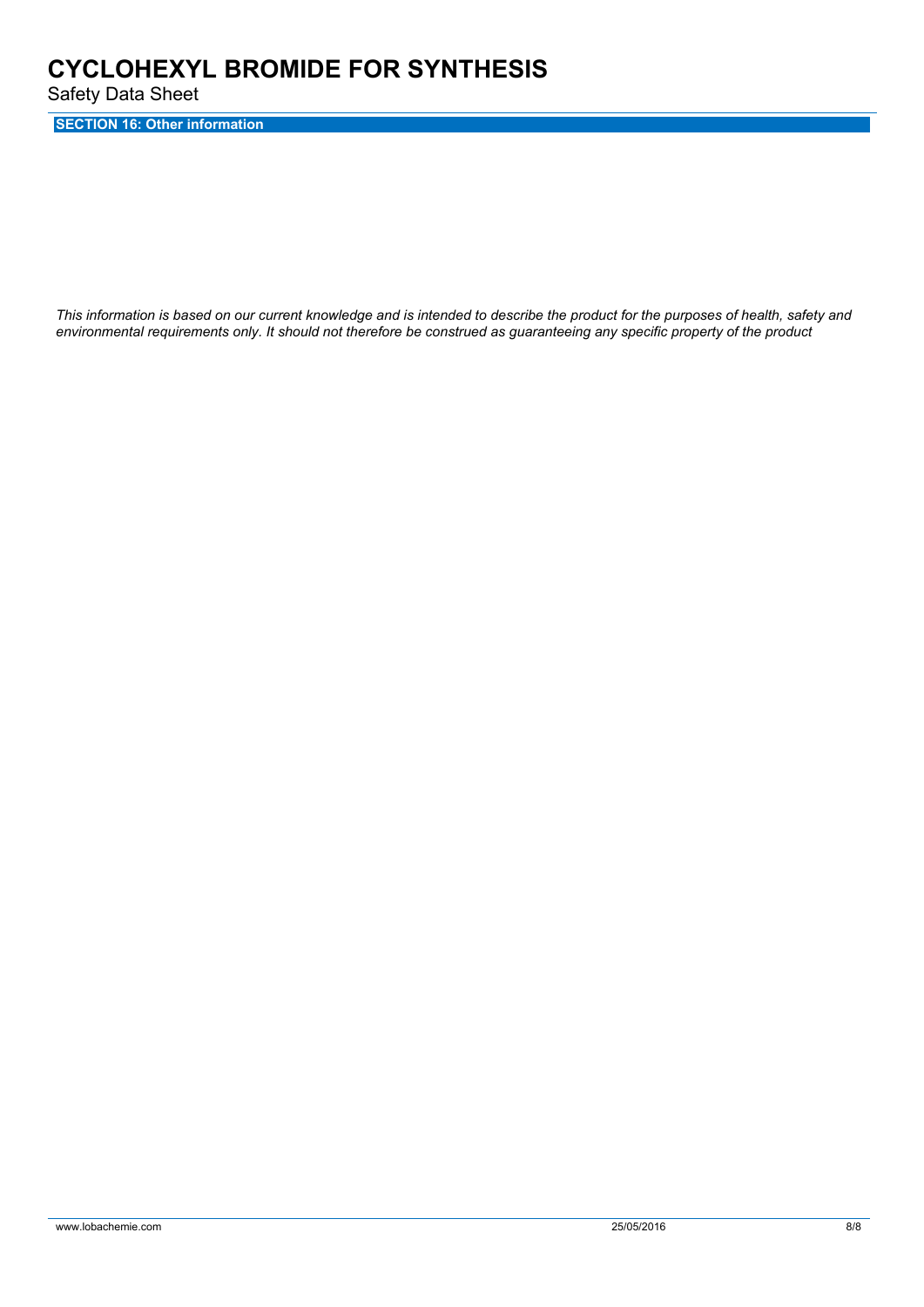## SECTION 16: Other information

*This information is based on our current knowledge and is intended to describe the product for the purposes of health, safety and environmental requirements only. It should not therefore be construed as guaranteeing any specific property of the product*